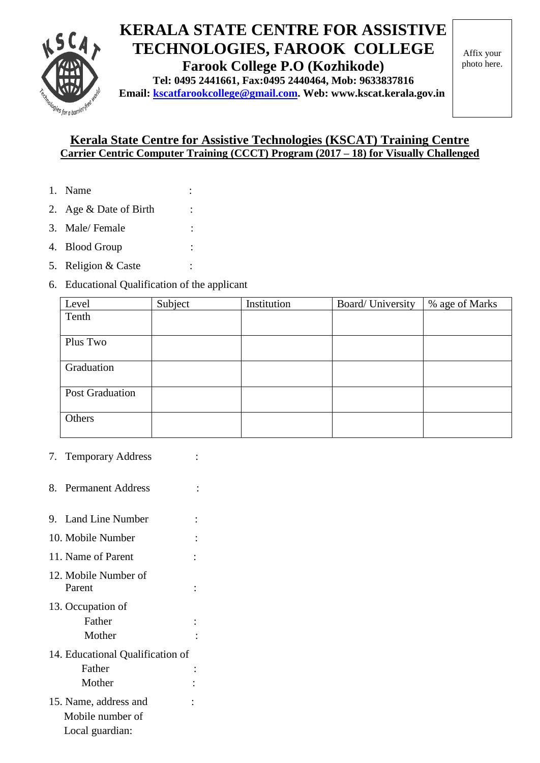# KERALA STATE CENTRE FOR ASSISTIVE TECHNOLOGIES, FAROOK COLLEGE

**Farook College P.O (Kozhikode)**

**Tel: 0495 2441661, Fax:0495 2440464, Mob: 9633837816**

**Email: kscatfarookcollege@gmail.com. Web: www.kscat.kerala.gov.in**

Affix your photo here.

## Kerala State Centre for Assistive Technologies (KSCAT) Training Centre

### Carrier Centric Computer Training (CCCT) Program (2017 – 18) for Visually Challenged

1. Name :
2. Age & Date of Birth :
3. Male/ Female :
4. Blood Group :
5. Religion & Caste :
6. Educational Qualification of the applicant

| Level | Subject | Institution | Board/ University | % age of Marks |
|---|---|---|---|---|
| Tenth | | | | |
| Plus Two | | | | |
| Graduation | | | | |
| Post Graduation | | | | |
| Others | | | | |

7. Temporary Address :
8. Permanent Address :
9. Land Line Number :
10. Mobile Number :
11. Name of Parent :
12. Mobile Number of Parent :
13. Occupation of
    - Father :
    - Mother :
14. Educational Qualification of
    - Father :
    - Mother :
15. Name, address and Mobile number of Local guardian: :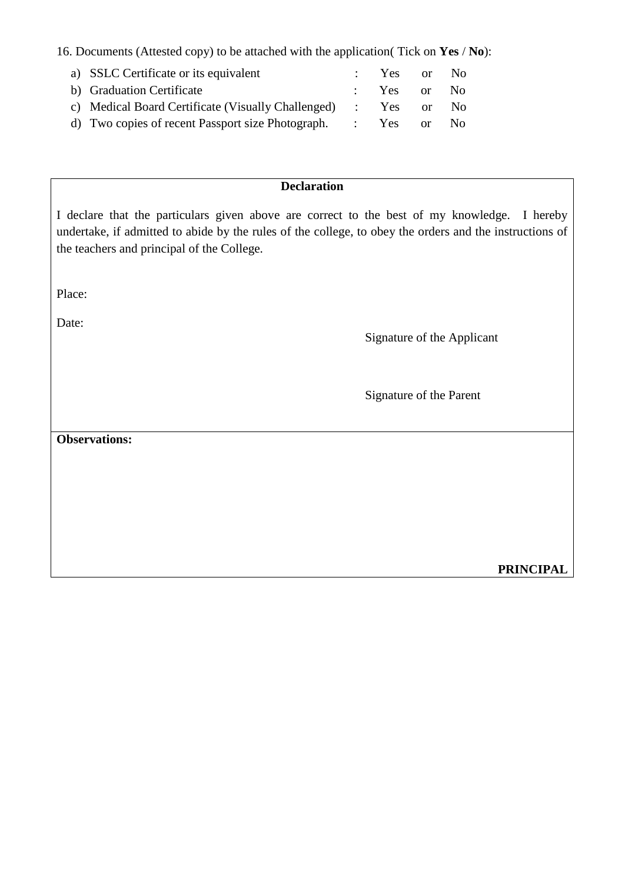16. Documents (Attested copy) to be attached with the application( Tick on **Yes** / **No**):

a) SSLC Certificate or its equivalent : Yes or No
b) Graduation Certificate : Yes or No
c) Medical Board Certificate (Visually Challenged) : Yes or No
d) Two copies of recent Passport size Photograph. : Yes or No

**Declaration**

I declare that the particulars given above are correct to the best of my knowledge. I hereby undertake, if admitted to abide by the rules of the college, to obey the orders and the instructions of the teachers and principal of the College.

Place:

Date:

Signature of the Applicant

Signature of the Parent

**Observations:**

**PRINCIPAL**